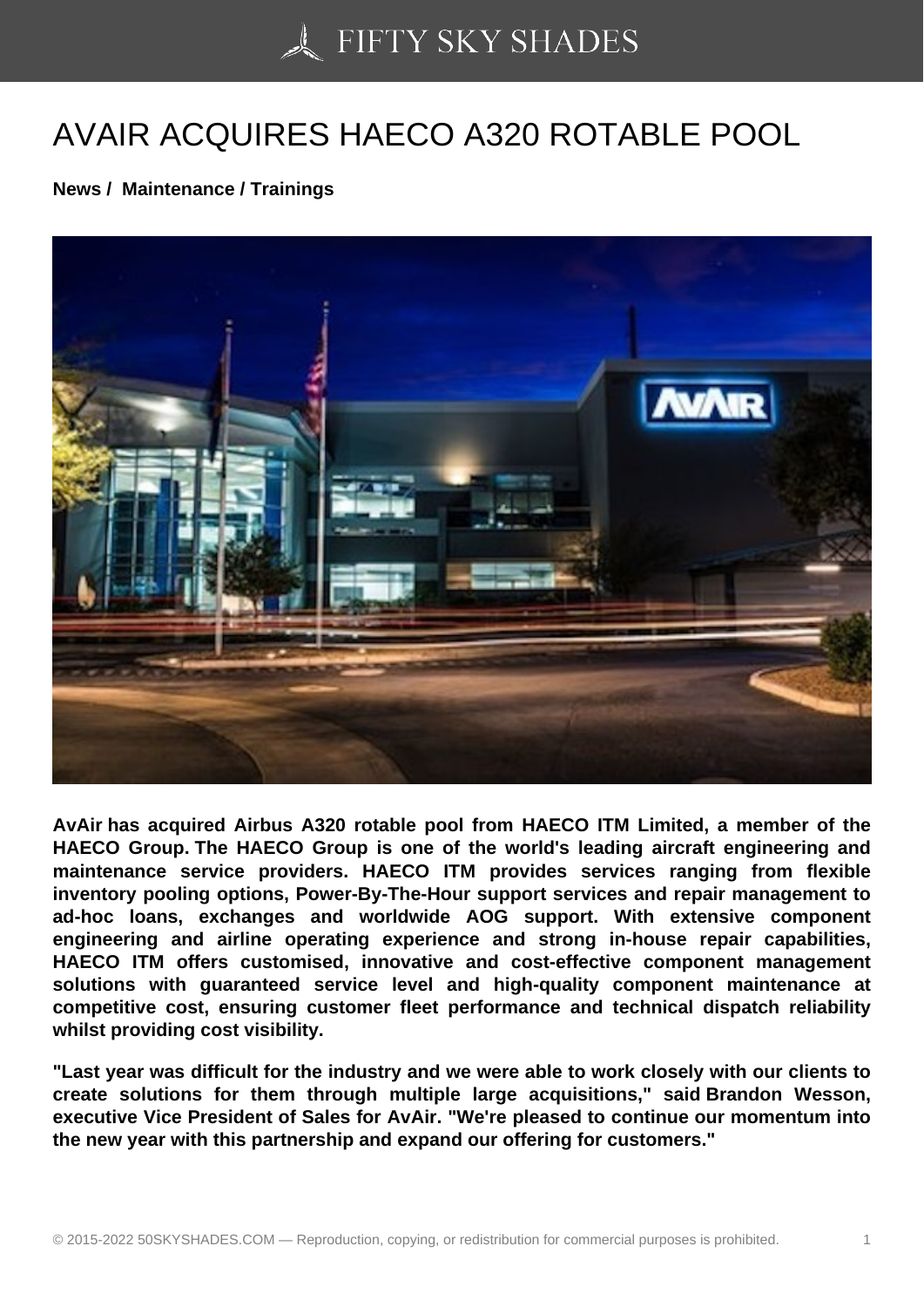# AVAIR ACQUIRES HAECO A320 ROTABLE POOL

**News / Maintenance / Trainings**

**AvAir has acquired Airbus A320 rotable pool from HAECO ITM Limited, a member of the HAECO Group. The HAECO Group is one of the world's leading aircraft engineering and maintenance service providers. HAECO ITM provides services ranging from flexible inventory pooling options, Power-By-The-Hour support services and repair management to ad-hoc loans, exchanges and worldwide AOG support. With extensive component engineering and airline operating experience and strong in-house repair capabilities, HAECO ITM offers customised, innovative and cost-effective component management solutions with guaranteed service level and high-quality component maintenance at competitive cost, ensuring customer fleet performance and technical dispatch reliability whilst providing cost visibility.**

**"Last year was difficult for the industry and we were able to work closely with our clients to create solutions for them through multiple large acquisitions," said Brandon Wesson, executive Vice President of Sales for AvAir. "We're pleased to continue our momentum into the new year with this partnership and expand our offering for customers."**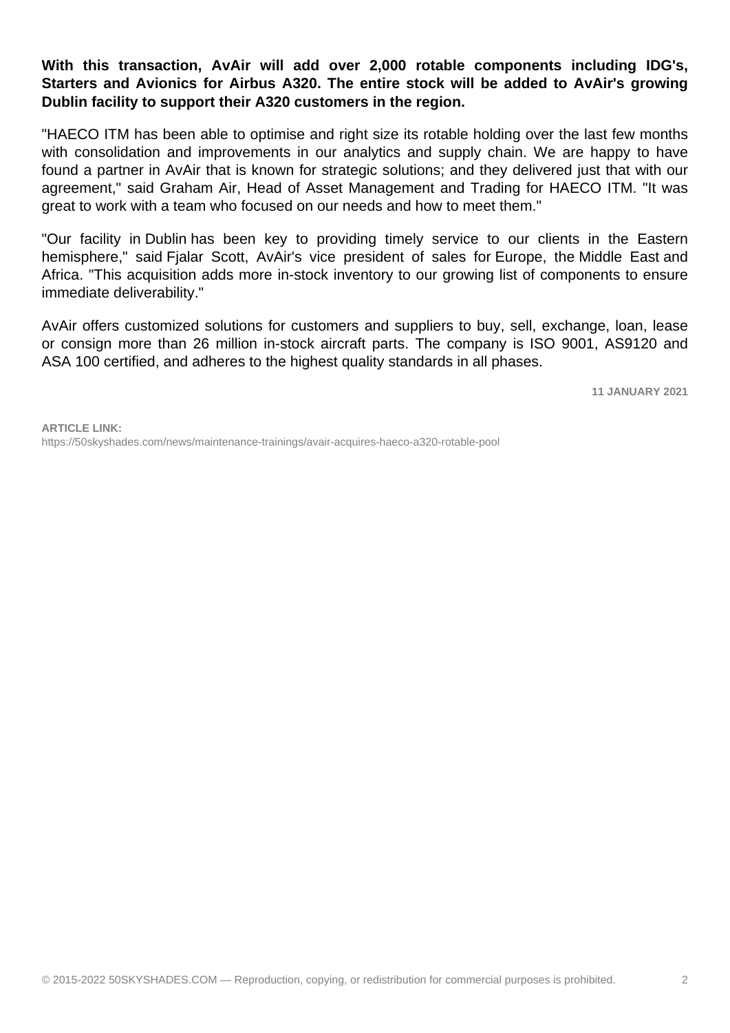**With this transaction, AvAir will add over 2,000 rotable components including IDG's, Starters and Avionics for Airbus A320. The entire stock will be added to AvAir's growing Dublin facility to support their A320 customers in the region.**

"HAECO ITM has been able to optimise and right size its rotable holding over the last few months with consolidation and improvements in our analytics and supply chain. We are happy to have found a partner in AvAir that is known for strategic solutions; and they delivered just that with our agreement," said Graham Air, Head of Asset Management and Trading for HAECO ITM. "It was great to work with a team who focused on our needs and how to meet them."

"Our facility in Dublin has been key to providing timely service to our clients in the Eastern hemisphere," said Fjalar Scott, AvAir's vice president of sales for Europe, the Middle East and Africa. "This acquisition adds more in-stock inventory to our growing list of components to ensure immediate deliverability."

AvAir offers customized solutions for customers and suppliers to buy, sell, exchange, loan, lease or consign more than 26 million in-stock aircraft parts. The company is ISO 9001, AS9120 and ASA 100 certified, and adheres to the highest quality standards in all phases.

**11 JANUARY 2021**

**ARTICLE LINK:**
https://50skyshades.com/news/maintenance-trainings/avair-acquires-haeco-a320-rotable-pool